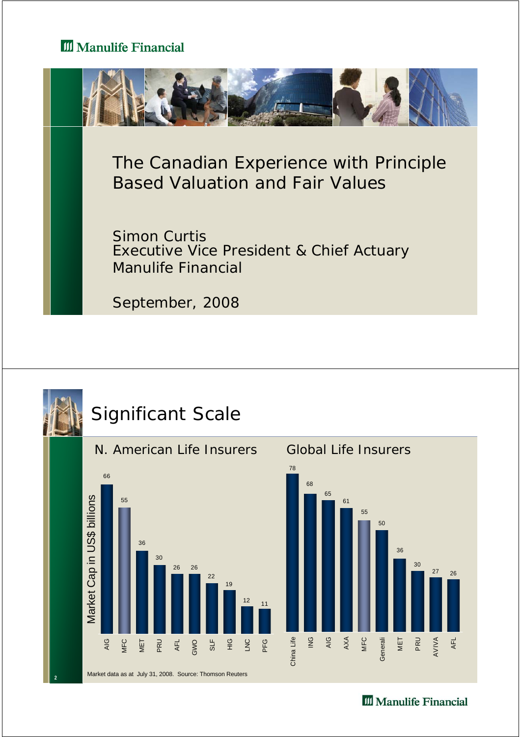# The Canadian Experience with Principle Based Valuation and Fair Values

Simon Curtis
Executive Vice President & Chief Actuary
Manulife Financial

September, 2008

## Significant Scale

### N. American Life Insurers

Market Cap in US$ billions

| Company | Market Cap (US$ billions) |
|---|---|
| AIG | 66 |
| MFC | 55 |
| MET | 36 |
| PRU | 30 |
| AFL | 26 |
| GWO | 26 |
| SLF | 22 |
| HIG | 19 |
| LNC | 12 |
| PFG | 11 |

### Global Life Insurers

| Company | Market Cap (US$ billions) |
|---|---|
| China Life | 78 |
| ING | 68 |
| AIG | 65 |
| AXA | 61 |
| MFC | 55 |
| Generali | 50 |
| MET | 36 |
| PRU | 30 |
| AVIVA | 27 |
| AFL | 26 |

Market data as at July 31, 2008. Source: Thomson Reuters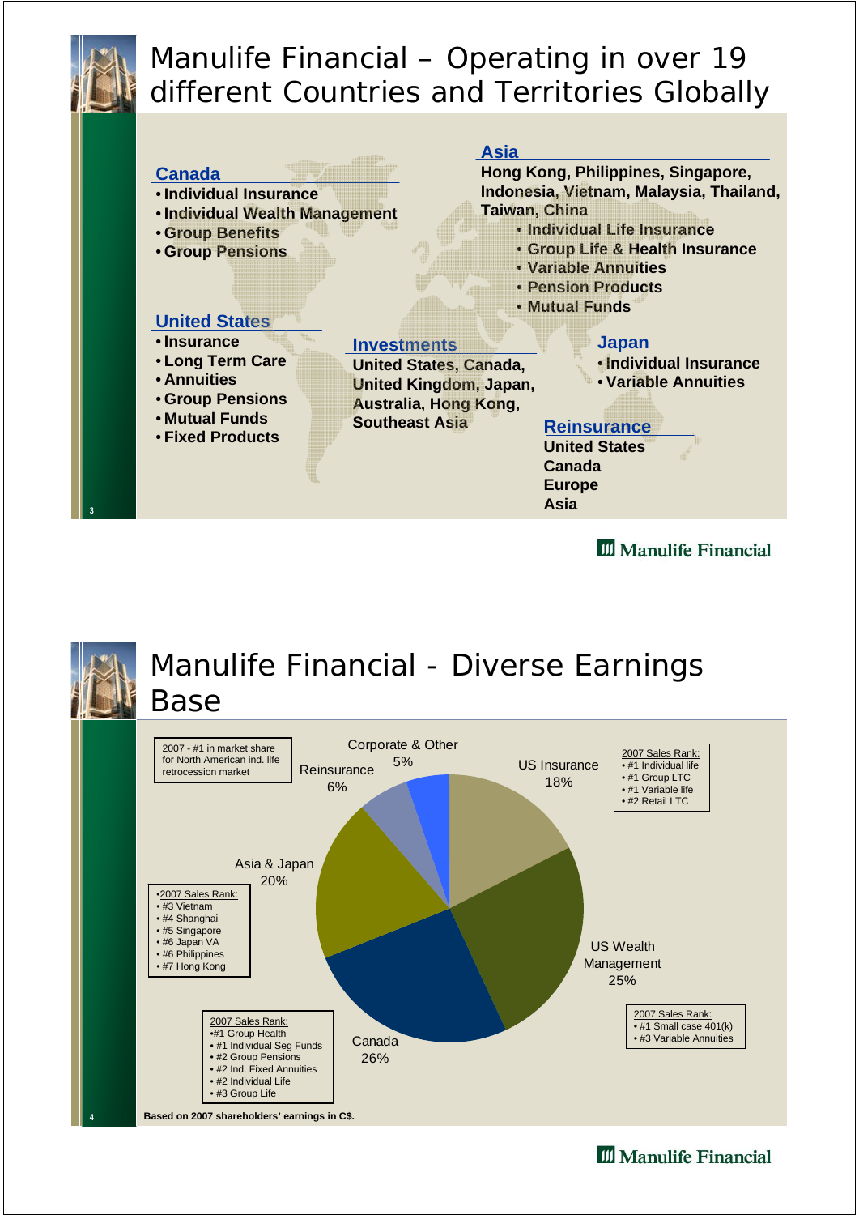# Manulife Financial – Operating in over 19 different Countries and Territories Globally

## Canada
- Individual Insurance
- Individual Wealth Management
- Group Benefits
- Group Pensions

## United States
- Insurance
- Long Term Care
- Annuities
- Group Pensions
- Mutual Funds
- Fixed Products

## Investments
United States, Canada, United Kingdom, Japan, Australia, Hong Kong, Southeast Asia

## Asia
Hong Kong, Philippines, Singapore, Indonesia, Vietnam, Malaysia, Thailand, Taiwan, China
- Individual Life Insurance
- Group Life & Health Insurance
- Variable Annuities
- Pension Products
- Mutual Funds

## Japan
- Individual Insurance
- Variable Annuities

## Reinsurance
United States
Canada
Europe
Asia

# Manulife Financial - Diverse Earnings Base

| Segment | Share of Earnings |
|---|---|
| Canada | 26% |
| US Wealth Management | 25% |
| Asia & Japan | 20% |
| US Insurance | 18% |
| Reinsurance | 6% |
| Corporate & Other | 5% |

**US Insurance – 2007 Sales Rank:**
- #1 Individual life
- #1 Group LTC
- #1 Variable life
- #2 Retail LTC

**US Wealth Management – 2007 Sales Rank:**
- #1 Small case 401(k)
- #3 Variable Annuities

**Canada – 2007 Sales Rank:**
- #1 Group Health
- #1 Individual Seg Funds
- #2 Group Pensions
- #2 Ind. Fixed Annuities
- #2 Individual Life
- #3 Group Life

**Asia & Japan – 2007 Sales Rank:**
- #3 Vietnam
- #4 Shanghai
- #5 Singapore
- #6 Japan VA
- #6 Philippines
- #7 Hong Kong

**Reinsurance:** 2007 - #1 in market share for North American ind. life retrocession market

Based on 2007 shareholders' earnings in C$.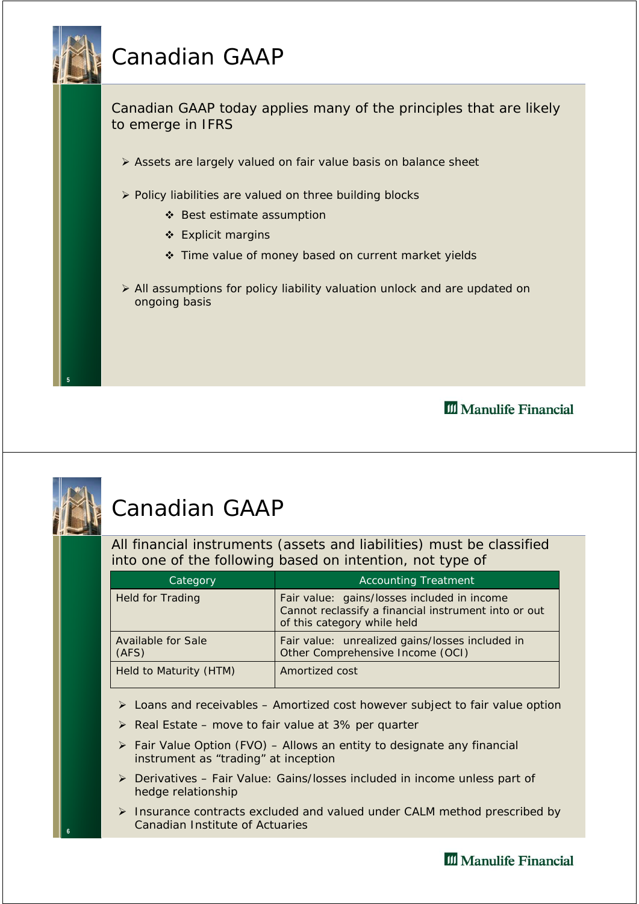# Canadian GAAP

Canadian GAAP today applies many of the principles that are likely to emerge in IFRS

- Assets are largely valued on fair value basis on balance sheet
- Policy liabilities are valued on three building blocks
  - Best estimate assumption
  - Explicit margins
  - Time value of money based on current market yields
- All assumptions for policy liability valuation unlock and are updated on ongoing basis

# Canadian GAAP

All financial instruments (assets and liabilities) must be classified into one of the following based on intention, not type of

| Category | Accounting Treatment |
|---|---|
| Held for Trading | Fair value: gains/losses included in income<br>Cannot reclassify a financial instrument into or out of this category while held |
| Available for Sale (AFS) | Fair value: unrealized gains/losses included in Other Comprehensive Income (OCI) |
| Held to Maturity (HTM) | Amortized cost |

- Loans and receivables – Amortized cost however subject to fair value option
- Real Estate – move to fair value at 3% per quarter
- Fair Value Option (FVO) – Allows an entity to designate any financial instrument as "trading" at inception
- Derivatives – Fair Value: Gains/losses included in income unless part of hedge relationship
- Insurance contracts excluded and valued under CALM method prescribed by Canadian Institute of Actuaries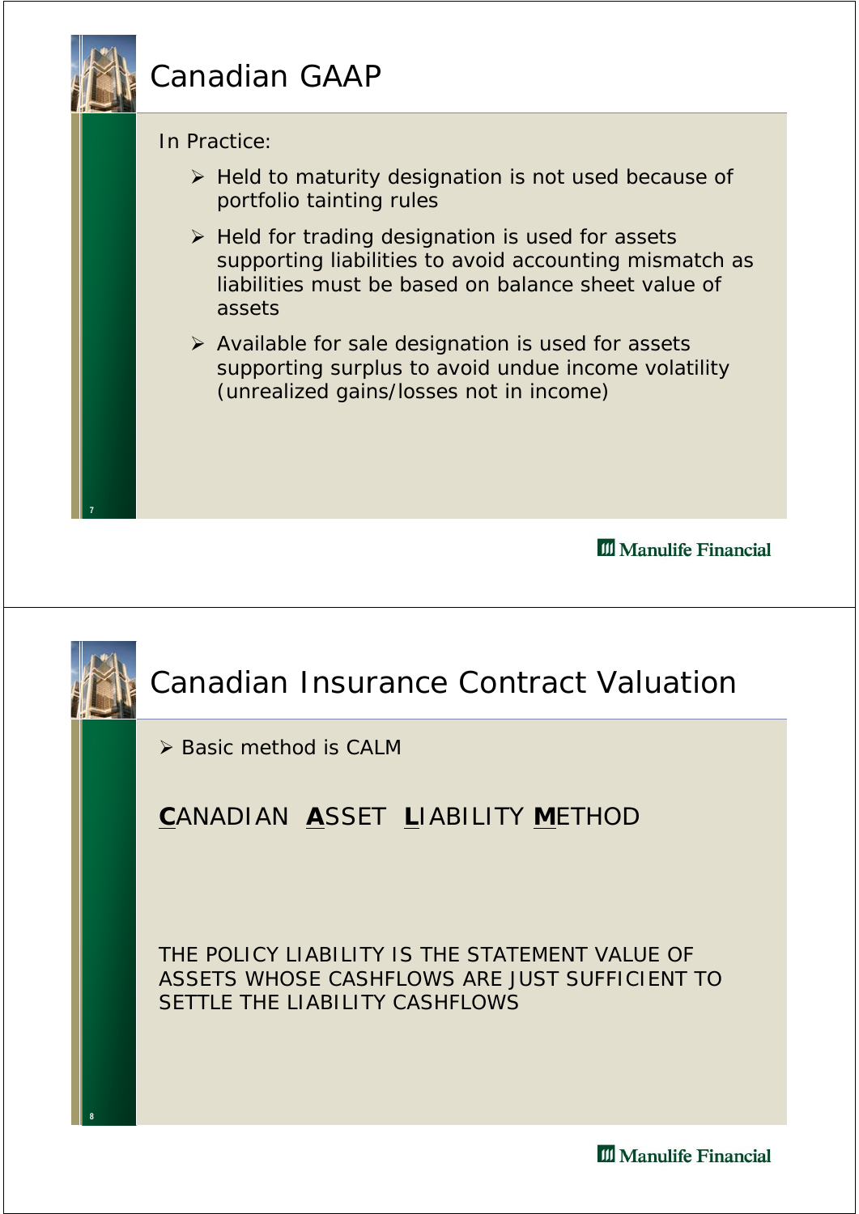# Canadian GAAP

In Practice:

- Held to maturity designation is not used because of portfolio tainting rules
- Held for trading designation is used for assets supporting liabilities to avoid accounting mismatch as liabilities must be based on balance sheet value of assets
- Available for sale designation is used for assets supporting surplus to avoid undue income volatility (unrealized gains/losses not in income)

# Canadian Insurance Contract Valuation

- Basic method is CALM

**C**ANADIAN **A**SSET **L**IABILITY **M**ETHOD

THE POLICY LIABILITY IS THE STATEMENT VALUE OF ASSETS WHOSE CASHFLOWS ARE JUST SUFFICIENT TO SETTLE THE LIABILITY CASHFLOWS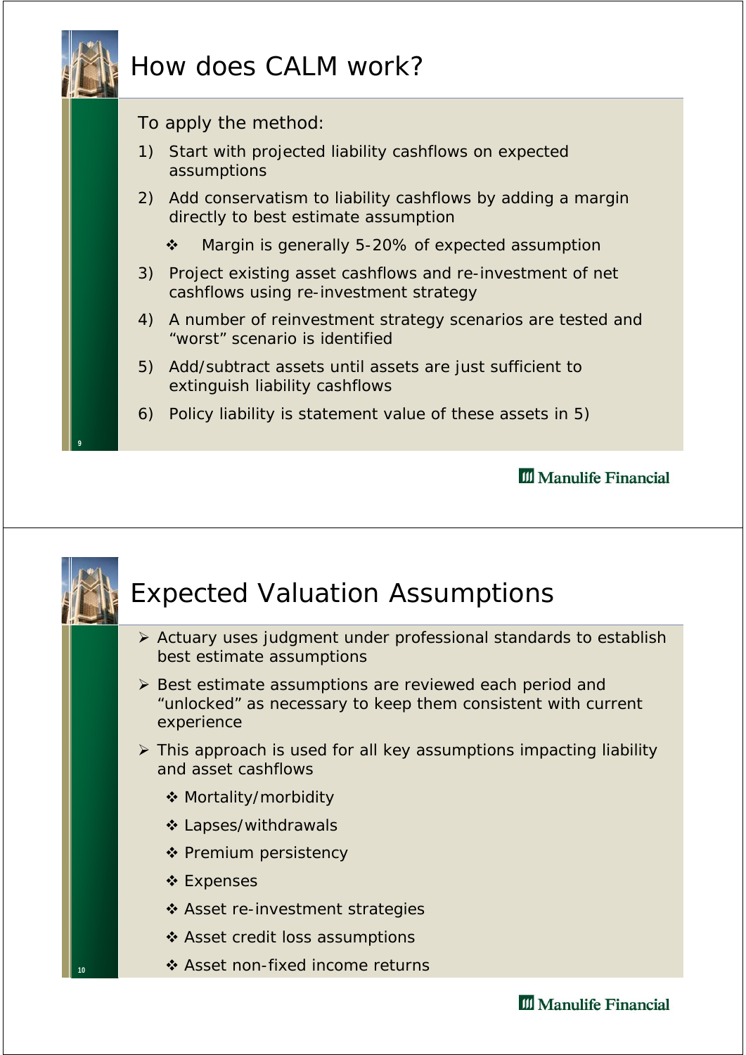# How does CALM work?

To apply the method:

1) Start with projected liability cashflows on expected assumptions
2) Add conservatism to liability cashflows by adding a margin directly to best estimate assumption
   - ❖ Margin is generally 5-20% of expected assumption
3) Project existing asset cashflows and re-investment of net cashflows using re-investment strategy
4) A number of reinvestment strategy scenarios are tested and "worst" scenario is identified
5) Add/subtract assets until assets are just sufficient to extinguish liability cashflows
6) Policy liability is statement value of these assets in 5)

# Expected Valuation Assumptions

- Actuary uses judgment under professional standards to establish best estimate assumptions
- Best estimate assumptions are reviewed each period and "unlocked" as necessary to keep them consistent with current experience
- This approach is used for all key assumptions impacting liability and asset cashflows
  - ❖ Mortality/morbidity
  - ❖ Lapses/withdrawals
  - ❖ Premium persistency
  - ❖ Expenses
  - ❖ Asset re-investment strategies
  - ❖ Asset credit loss assumptions
  - ❖ Asset non-fixed income returns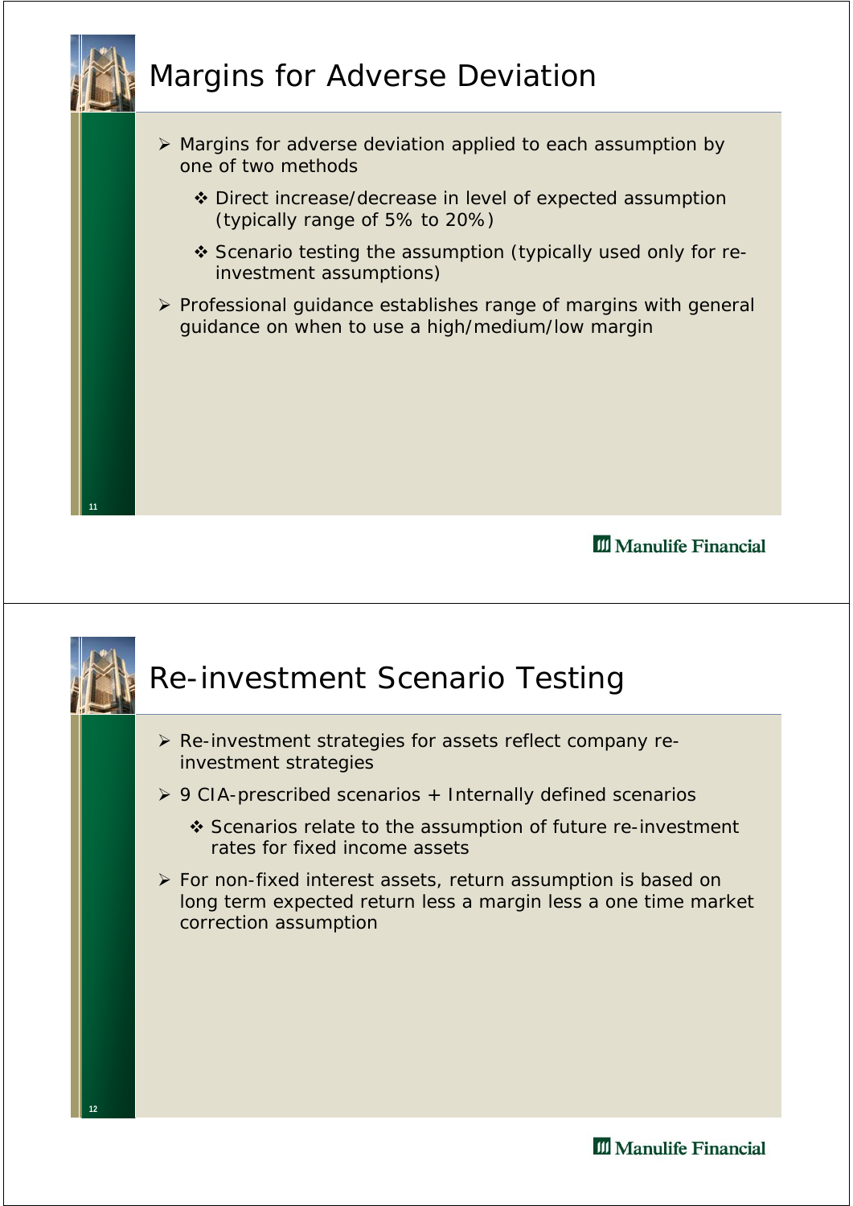## Margins for Adverse Deviation

- Margins for adverse deviation applied to each assumption by one of two methods
  - Direct increase/decrease in level of expected assumption (typically range of 5% to 20%)
  - Scenario testing the assumption (typically used only for re-investment assumptions)
- Professional guidance establishes range of margins with general guidance on when to use a high/medium/low margin

## Re-investment Scenario Testing

- Re-investment strategies for assets reflect company re-investment strategies
- 9 CIA-prescribed scenarios + Internally defined scenarios
  - Scenarios relate to the assumption of future re-investment rates for fixed income assets
- For non-fixed interest assets, return assumption is based on long term expected return less a margin less a one time market correction assumption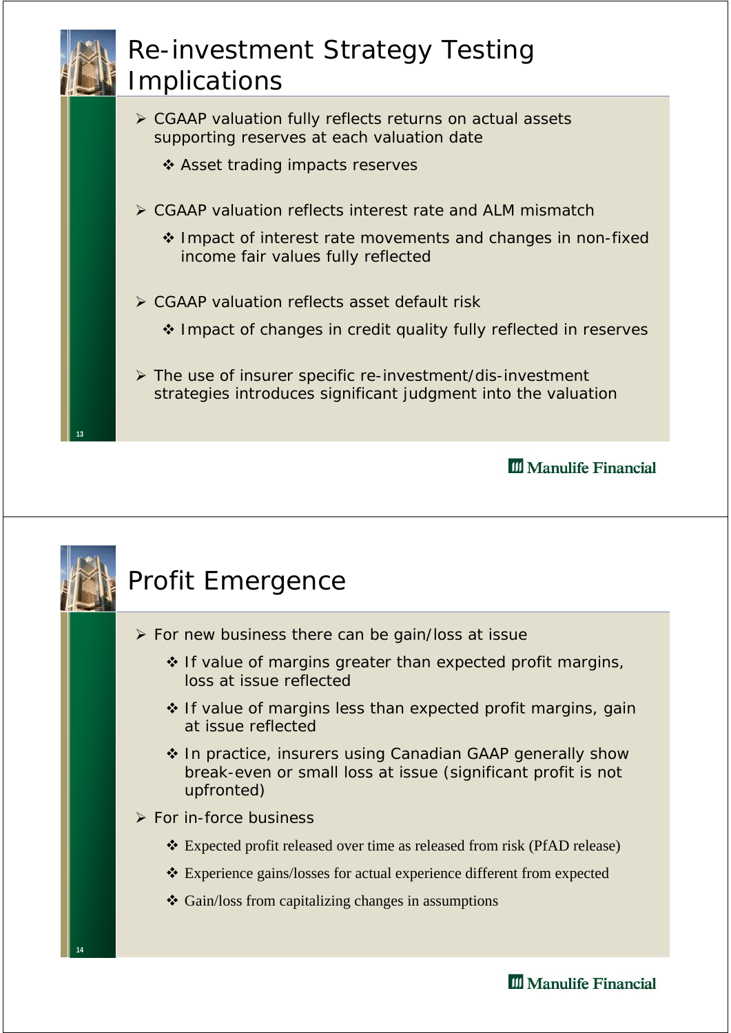# Re-investment Strategy Testing Implications

- CGAAP valuation fully reflects returns on actual assets supporting reserves at each valuation date
  - Asset trading impacts reserves
- CGAAP valuation reflects interest rate and ALM mismatch
  - Impact of interest rate movements and changes in non-fixed income fair values fully reflected
- CGAAP valuation reflects asset default risk
  - Impact of changes in credit quality fully reflected in reserves
- The use of insurer specific re-investment/dis-investment strategies introduces significant judgment into the valuation

# Profit Emergence

- For new business there can be gain/loss at issue
  - If value of margins greater than expected profit margins, loss at issue reflected
  - If value of margins less than expected profit margins, gain at issue reflected
  - In practice, insurers using Canadian GAAP generally show break-even or small loss at issue (significant profit is not upfronted)
- For in-force business
  - Expected profit released over time as released from risk (PfAD release)
  - Experience gains/losses for actual experience different from expected
  - Gain/loss from capitalizing changes in assumptions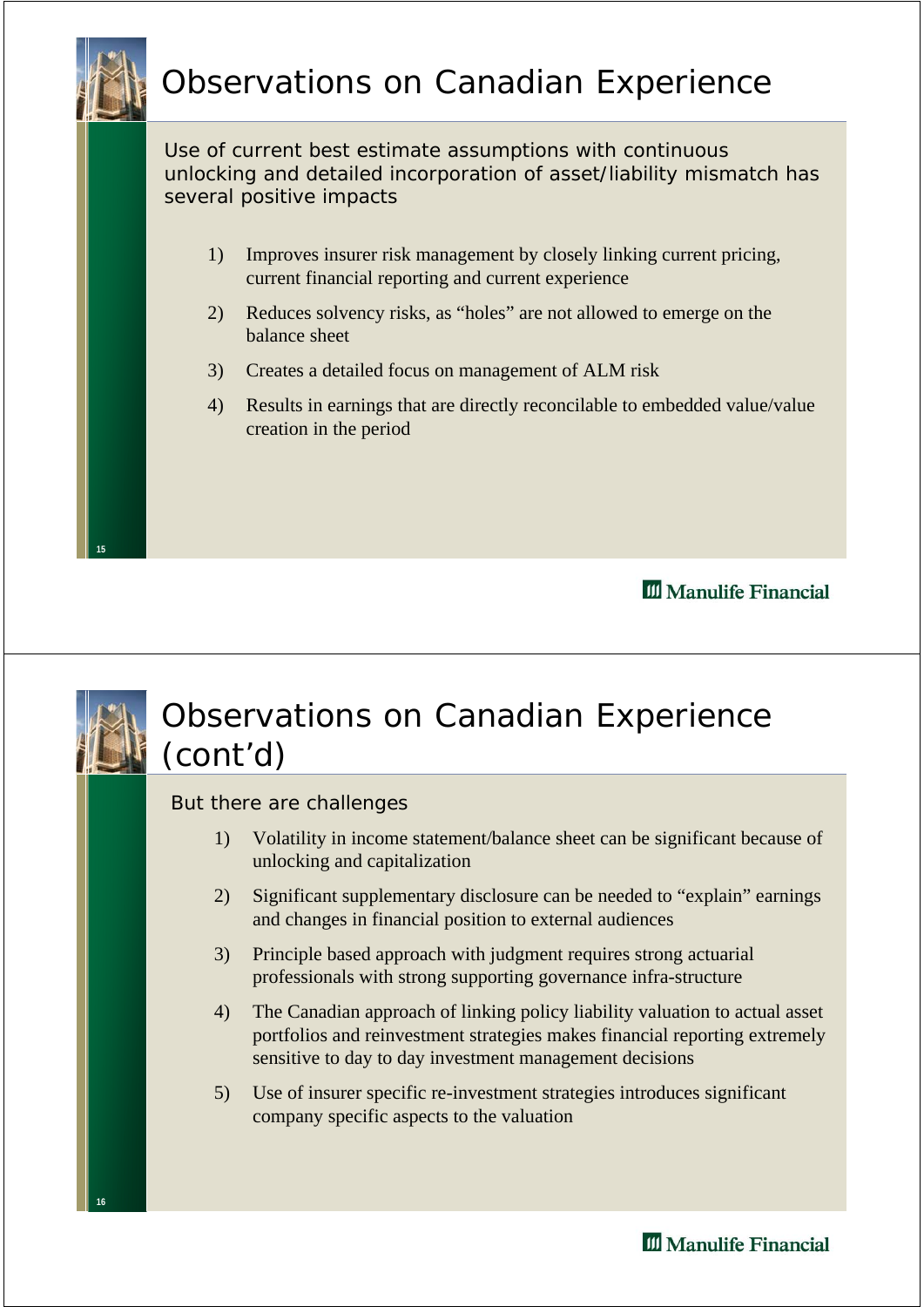# Observations on Canadian Experience

Use of current best estimate assumptions with continuous unlocking and detailed incorporation of asset/liability mismatch has several positive impacts

1) Improves insurer risk management by closely linking current pricing, current financial reporting and current experience
2) Reduces solvency risks, as "holes" are not allowed to emerge on the balance sheet
3) Creates a detailed focus on management of ALM risk
4) Results in earnings that are directly reconcilable to embedded value/value creation in the period

# Observations on Canadian Experience (cont'd)

But there are challenges

1) Volatility in income statement/balance sheet can be significant because of unlocking and capitalization
2) Significant supplementary disclosure can be needed to "explain" earnings and changes in financial position to external audiences
3) Principle based approach with judgment requires strong actuarial professionals with strong supporting governance infra-structure
4) The Canadian approach of linking policy liability valuation to actual asset portfolios and reinvestment strategies makes financial reporting extremely sensitive to day to day investment management decisions
5) Use of insurer specific re-investment strategies introduces significant company specific aspects to the valuation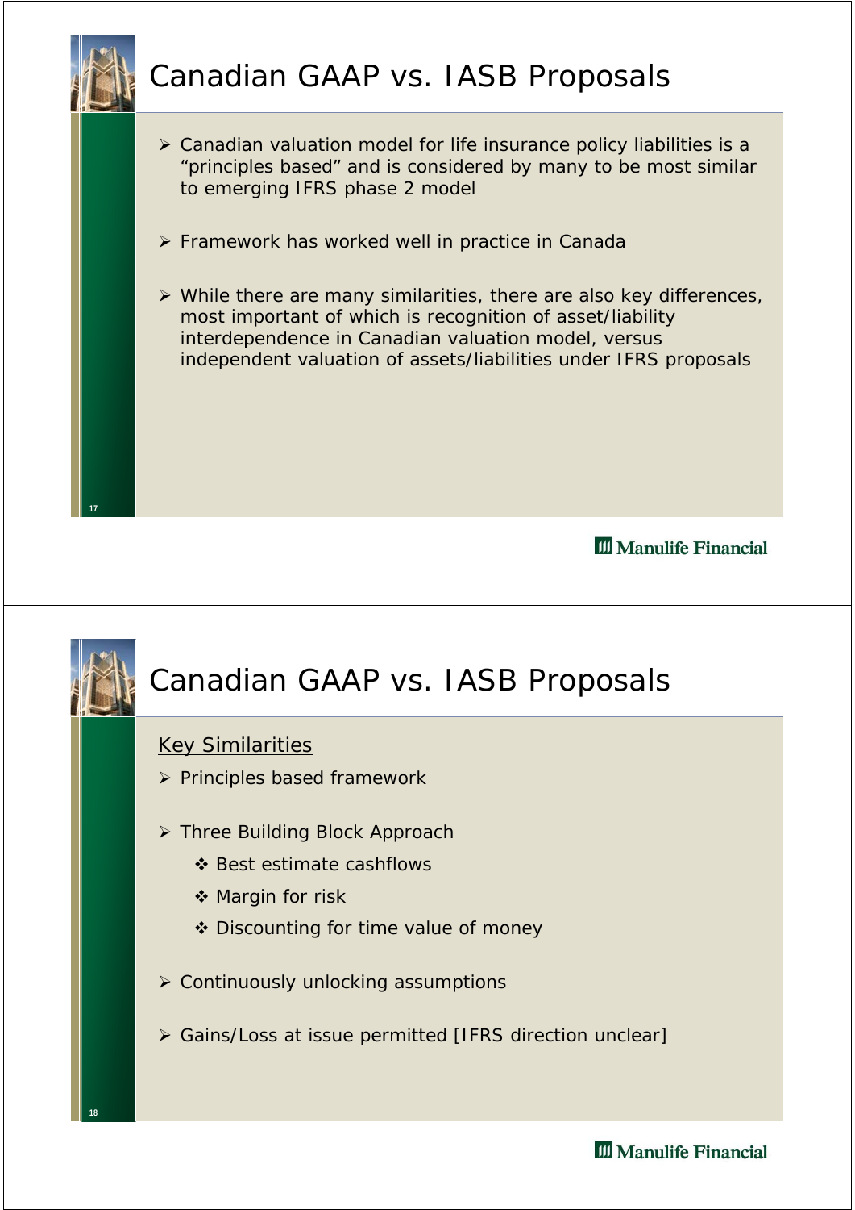## Canadian GAAP vs. IASB Proposals

- Canadian valuation model for life insurance policy liabilities is a "principles based" and is considered by many to be most similar to emerging IFRS phase 2 model
- Framework has worked well in practice in Canada
- While there are many similarities, there are also key differences, most important of which is recognition of asset/liability interdependence in Canadian valuation model, versus independent valuation of assets/liabilities under IFRS proposals

## Canadian GAAP vs. IASB Proposals

<u>Key Similarities</u>

- Principles based framework
- Three Building Block Approach
  - Best estimate cashflows
  - Margin for risk
  - Discounting for time value of money
- Continuously unlocking assumptions
- Gains/Loss at issue permitted [IFRS direction unclear]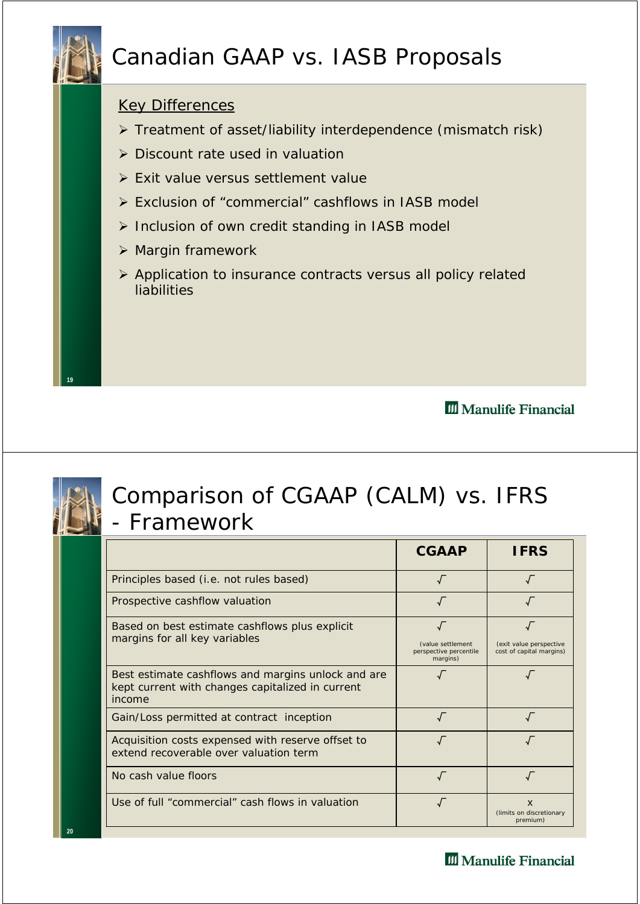# Canadian GAAP vs. IASB Proposals

Key Differences

- Treatment of asset/liability interdependence (mismatch risk)
- Discount rate used in valuation
- Exit value versus settlement value
- Exclusion of "commercial" cashflows in IASB model
- Inclusion of own credit standing in IASB model
- Margin framework
- Application to insurance contracts versus all policy related liabilities

# Comparison of CGAAP (CALM) vs. IFRS - Framework

| | CGAAP | IFRS |
|---|---|---|
| Principles based (i.e. not rules based) | √ | √ |
| Prospective cashflow valuation | √ | √ |
| Based on best estimate cashflows plus explicit margins for all key variables | √ (value settlement perspective percentile margins) | √ (exit value perspective cost of capital margins) |
| Best estimate cashflows and margins unlock and are kept current with changes capitalized in current income | √ | √ |
| Gain/Loss permitted at contract inception | √ | √ |
| Acquisition costs expensed with reserve offset to extend recoverable over valuation term | √ | √ |
| No cash value floors | √ | √ |
| Use of full "commercial" cash flows in valuation | √ | x (limits on discretionary premium) |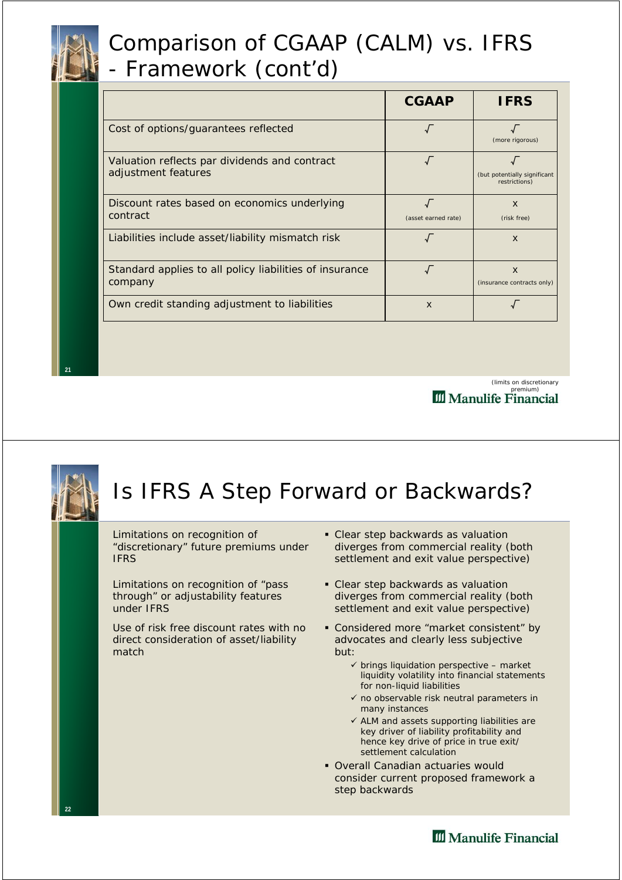# Comparison of CGAAP (CALM) vs. IFRS - Framework (cont'd)

| | CGAAP | IFRS |
|---|---|---|
| Cost of options/guarantees reflected | √ | √ (more rigorous) |
| Valuation reflects par dividends and contract adjustment features | √ | √ (but potentially significant restrictions) |
| Discount rates based on economics underlying contract | √ (asset earned rate) | x (risk free) |
| Liabilities include asset/liability mismatch risk | √ | x |
| Standard applies to all policy liabilities of insurance company | √ | x (insurance contracts only) |
| Own credit standing adjustment to liabilities | x | √ |

(limits on discretionary premium)

# Is IFRS A Step Forward or Backwards?

Limitations on recognition of "discretionary" future premiums under IFRS

- Clear step backwards as valuation diverges from commercial reality (both settlement and exit value perspective)

Limitations on recognition of "pass through" or adjustability features under IFRS

- Clear step backwards as valuation diverges from commercial reality (both settlement and exit value perspective)

Use of risk free discount rates with no direct consideration of asset/liability match

- Considered more "market consistent" by advocates and clearly less subjective but:
  - ✓ brings liquidation perspective – market liquidity volatility into financial statements for non-liquid liabilities
  - ✓ no observable risk neutral parameters in many instances
  - ✓ ALM and assets supporting liabilities are key driver of liability profitability and hence key drive of price in true exit/ settlement calculation
- Overall Canadian actuaries would consider current proposed framework a step backwards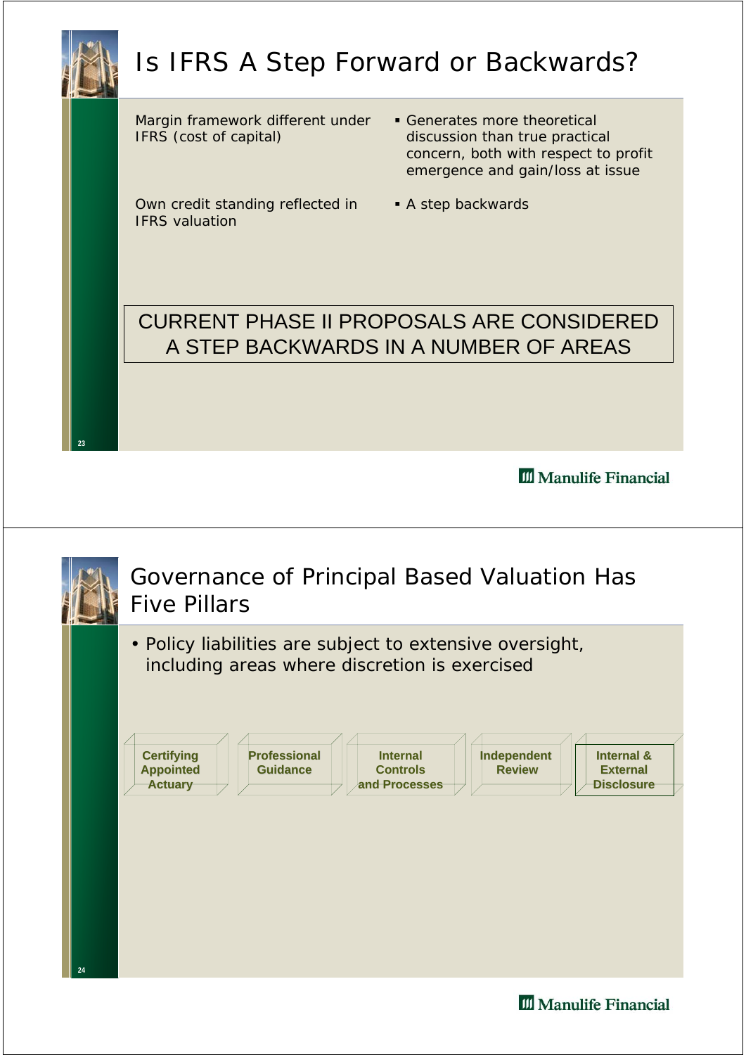# Is IFRS A Step Forward or Backwards?

| | |
|---|---|
| Margin framework different under IFRS (cost of capital) | ▪ Generates more theoretical discussion than true practical concern, both with respect to profit emergence and gain/loss at issue |
| Own credit standing reflected in IFRS valuation | ▪ A step backwards |

CURRENT PHASE II PROPOSALS ARE CONSIDERED A STEP BACKWARDS IN A NUMBER OF AREAS

# Governance of Principal Based Valuation Has Five Pillars

- Policy liabilities are subject to extensive oversight, including areas where discretion is exercised

**Certifying Appointed Actuary** | **Professional Guidance** | **Internal Controls and Processes** | **Independent Review** | **Internal & External Disclosure**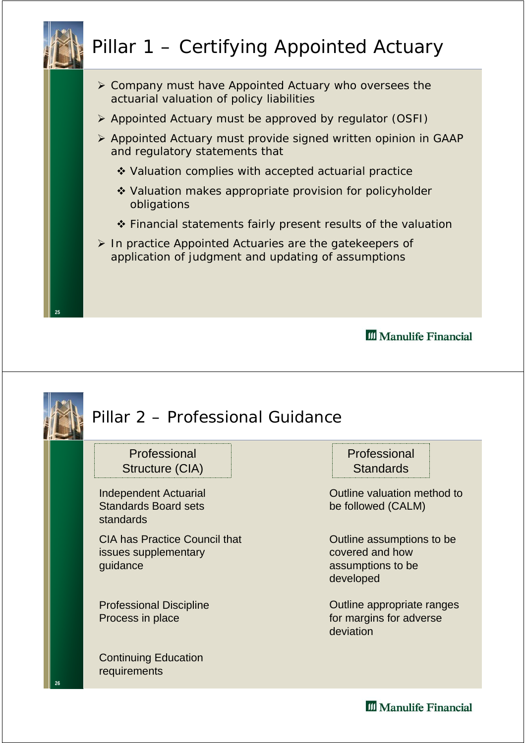# Pillar 1 – Certifying Appointed Actuary

- Company must have Appointed Actuary who oversees the actuarial valuation of policy liabilities
- Appointed Actuary must be approved by regulator (OSFI)
- Appointed Actuary must provide signed written opinion in GAAP and regulatory statements that
  - Valuation complies with accepted actuarial practice
  - Valuation makes appropriate provision for policyholder obligations
  - Financial statements fairly present results of the valuation
- In practice Appointed Actuaries are the gatekeepers of application of judgment and updating of assumptions

Manulife Financial

# Pillar 2 – Professional Guidance

| Professional Structure (CIA) | Professional Standards |
|---|---|
| Independent Actuarial Standards Board sets standards | Outline valuation method to be followed (CALM) |
| CIA has Practice Council that issues supplementary guidance | Outline assumptions to be covered and how assumptions to be developed |
| Professional Discipline Process in place | Outline appropriate ranges for margins for adverse deviation |
| Continuing Education requirements | |

Manulife Financial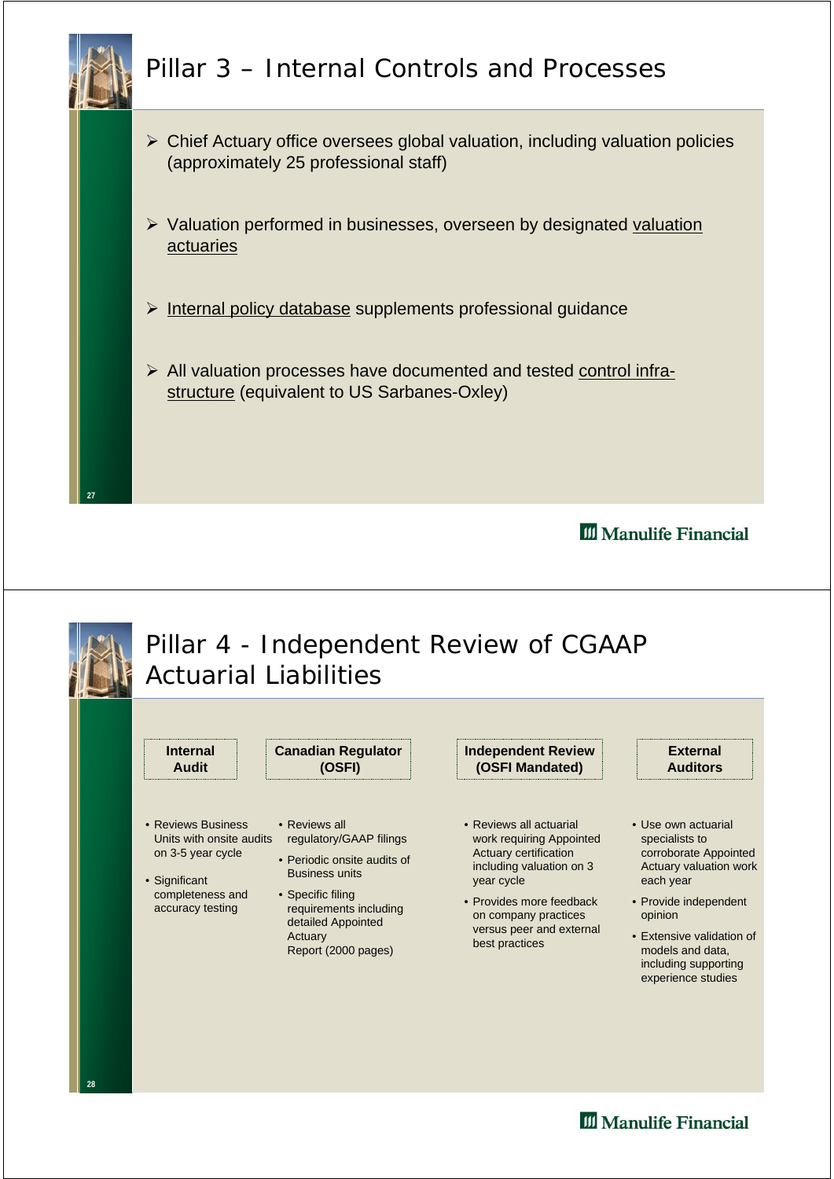# Pillar 3 – Internal Controls and Processes

- Chief Actuary office oversees global valuation, including valuation policies (approximately 25 professional staff)
- Valuation performed in businesses, overseen by designated valuation actuaries
- Internal policy database supplements professional guidance
- All valuation processes have documented and tested control infra-structure (equivalent to US Sarbanes-Oxley)

Manulife Financial

# Pillar 4 - Independent Review of CGAAP Actuarial Liabilities

### Internal Audit

- Reviews Business Units with onsite audits on 3-5 year cycle
- Significant completeness and accuracy testing

### Canadian Regulator (OSFI)

- Reviews all regulatory/GAAP filings
- Periodic onsite audits of Business units
- Specific filing requirements including detailed Appointed Actuary Report (2000 pages)

### Independent Review (OSFI Mandated)

- Reviews all actuarial work requiring Appointed Actuary certification including valuation on 3 year cycle
- Provides more feedback on company practices versus peer and external best practices

### External Auditors

- Use own actuarial specialists to corroborate Appointed Actuary valuation work each year
- Provide independent opinion
- Extensive validation of models and data, including supporting experience studies

Manulife Financial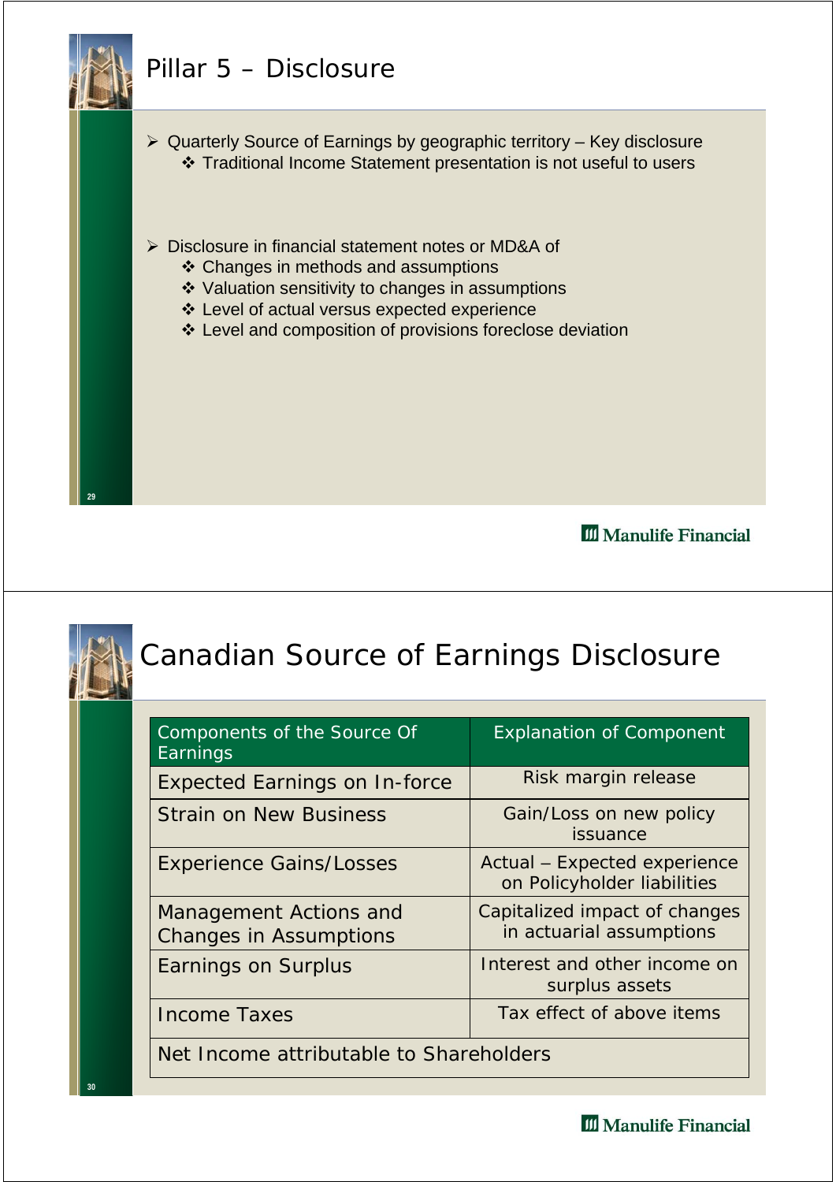# Pillar 5 – Disclosure

- Quarterly Source of Earnings by geographic territory – Key disclosure
  - Traditional Income Statement presentation is not useful to users
- Disclosure in financial statement notes or MD&A of
  - Changes in methods and assumptions
  - Valuation sensitivity to changes in assumptions
  - Level of actual versus expected experience
  - Level and composition of provisions foreclose deviation

# Canadian Source of Earnings Disclosure

| Components of the Source Of Earnings | Explanation of Component |
|---|---|
| Expected Earnings on In-force | Risk margin release |
| Strain on New Business | Gain/Loss on new policy issuance |
| Experience Gains/Losses | Actual – Expected experience on Policyholder liabilities |
| Management Actions and Changes in Assumptions | Capitalized impact of changes in actuarial assumptions |
| Earnings on Surplus | Interest and other income on surplus assets |
| Income Taxes | Tax effect of above items |
| Net Income attributable to Shareholders | |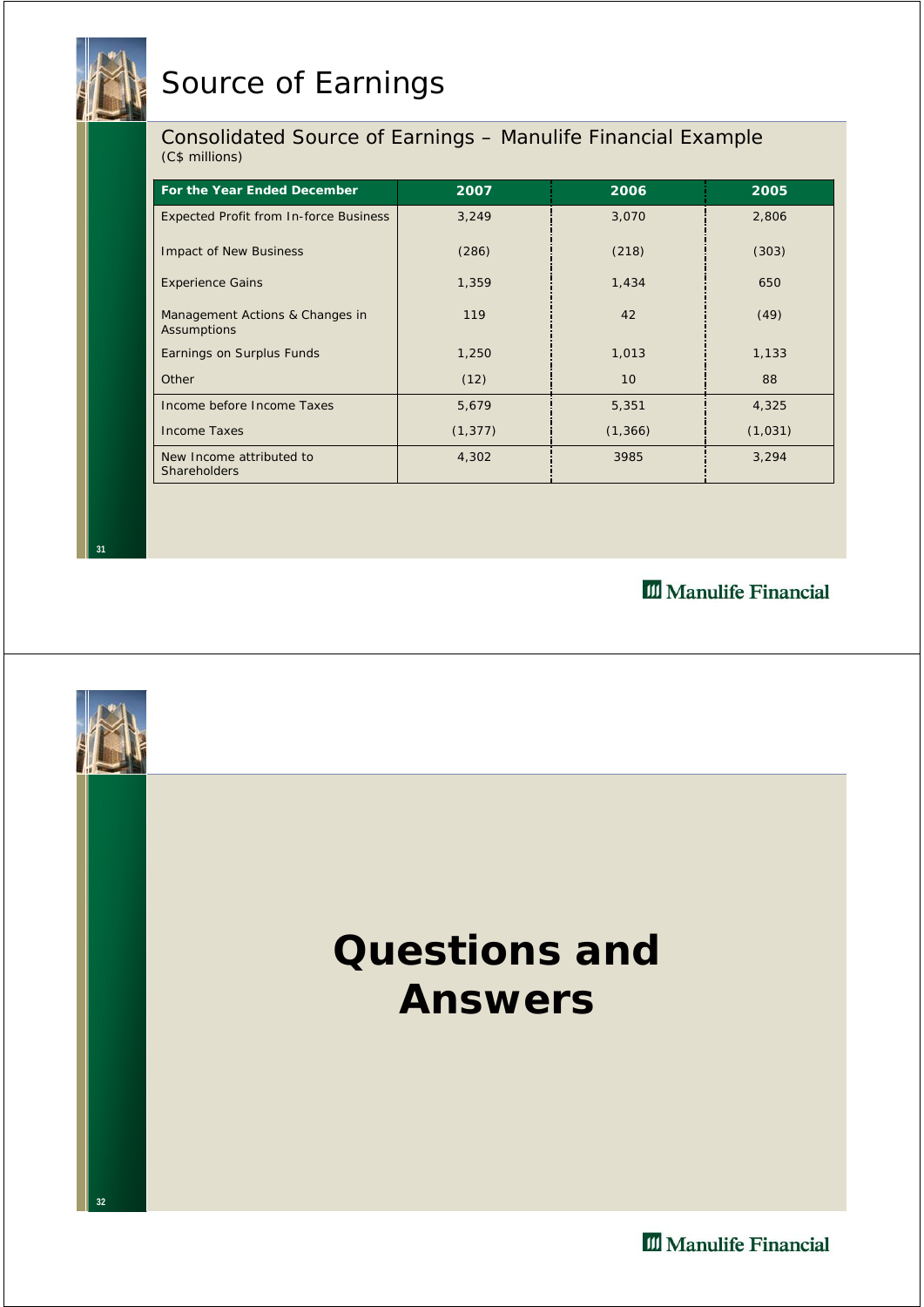# Source of Earnings

## Consolidated Source of Earnings – Manulife Financial Example
(C$ millions)

| For the Year Ended December | 2007 | 2006 | 2005 |
|---|---|---|---|
| Expected Profit from In-force Business | 3,249 | 3,070 | 2,806 |
| Impact of New Business | (286) | (218) | (303) |
| Experience Gains | 1,359 | 1,434 | 650 |
| Management Actions & Changes in Assumptions | 119 | 42 | (49) |
| Earnings on Surplus Funds | 1,250 | 1,013 | 1,133 |
| Other | (12) | 10 | 88 |
| Income before Income Taxes | 5,679 | 5,351 | 4,325 |
| Income Taxes | (1,377) | (1,366) | (1,031) |
| New Income attributed to Shareholders | 4,302 | 3985 | 3,294 |

Manulife Financial

# Questions and Answers

Manulife Financial